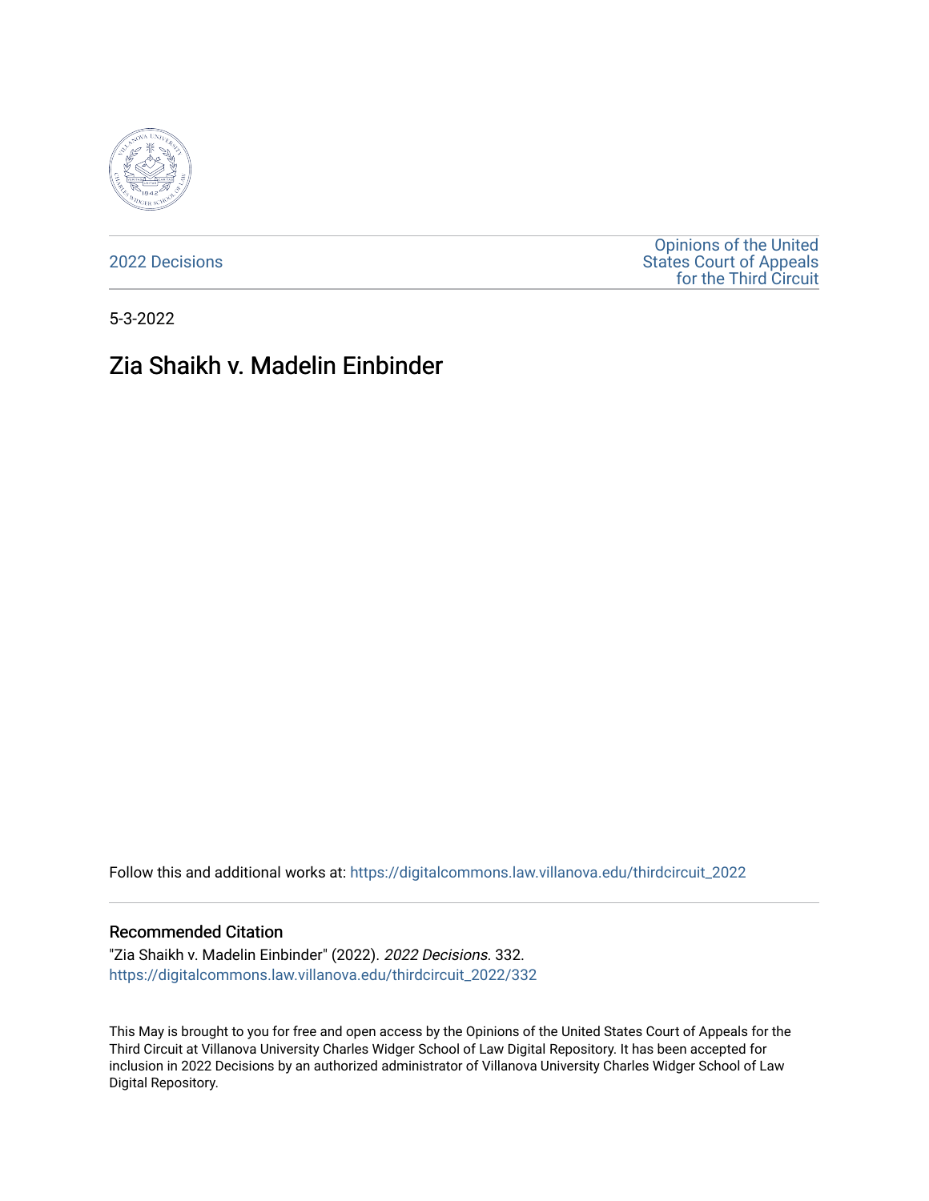2022 Decisions

Opinions of the United States Court of Appeals for the Third Circuit

5-3-2022

# Zia Shaikh v. Madelin Einbinder

Follow this and additional works at: https://digitalcommons.law.villanova.edu/thirdcircuit_2022

## Recommended Citation

"Zia Shaikh v. Madelin Einbinder" (2022). *2022 Decisions*. 332.
https://digitalcommons.law.villanova.edu/thirdcircuit_2022/332

This May is brought to you for free and open access by the Opinions of the United States Court of Appeals for the Third Circuit at Villanova University Charles Widger School of Law Digital Repository. It has been accepted for inclusion in 2022 Decisions by an authorized administrator of Villanova University Charles Widger School of Law Digital Repository.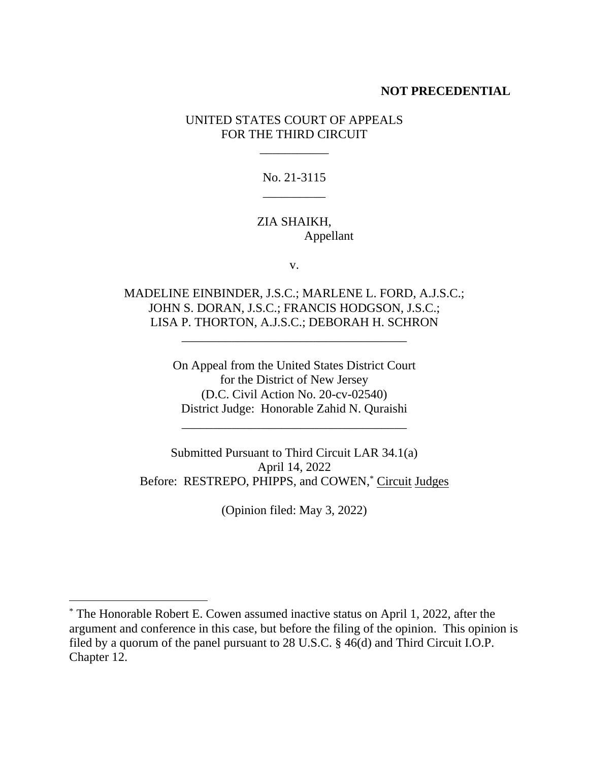**NOT PRECEDENTIAL**

UNITED STATES COURT OF APPEALS
FOR THE THIRD CIRCUIT

\_\_\_\_\_\_\_\_\_\_\_

No. 21-3115

\_\_\_\_\_\_\_\_\_\_

ZIA SHAIKH,
Appellant

v.

MADELINE EINBINDER, J.S.C.; MARLENE L. FORD, A.J.S.C.;
JOHN S. DORAN, J.S.C.; FRANCIS HODGSON, J.S.C.;
LISA P. THORTON, A.J.S.C.; DEBORAH H. SCHRON

\_\_\_\_\_\_\_\_\_\_\_\_\_\_\_\_\_\_\_\_\_\_\_\_\_\_\_\_\_\_\_\_\_\_\_\_

On Appeal from the United States District Court
for the District of New Jersey
(D.C. Civil Action No. 20-cv-02540)
District Judge: Honorable Zahid N. Quraishi

\_\_\_\_\_\_\_\_\_\_\_\_\_\_\_\_\_\_\_\_\_\_\_\_\_\_\_\_\_\_\_\_\_\_\_\_

Submitted Pursuant to Third Circuit LAR 34.1(a)
April 14, 2022
Before: RESTREPO, PHIPPS, and COWEN,[*] Circuit Judges

(Opinion filed: May 3, 2022)

---

[*] The Honorable Robert E. Cowen assumed inactive status on April 1, 2022, after the argument and conference in this case, but before the filing of the opinion. This opinion is filed by a quorum of the panel pursuant to 28 U.S.C. § 46(d) and Third Circuit I.O.P. Chapter 12.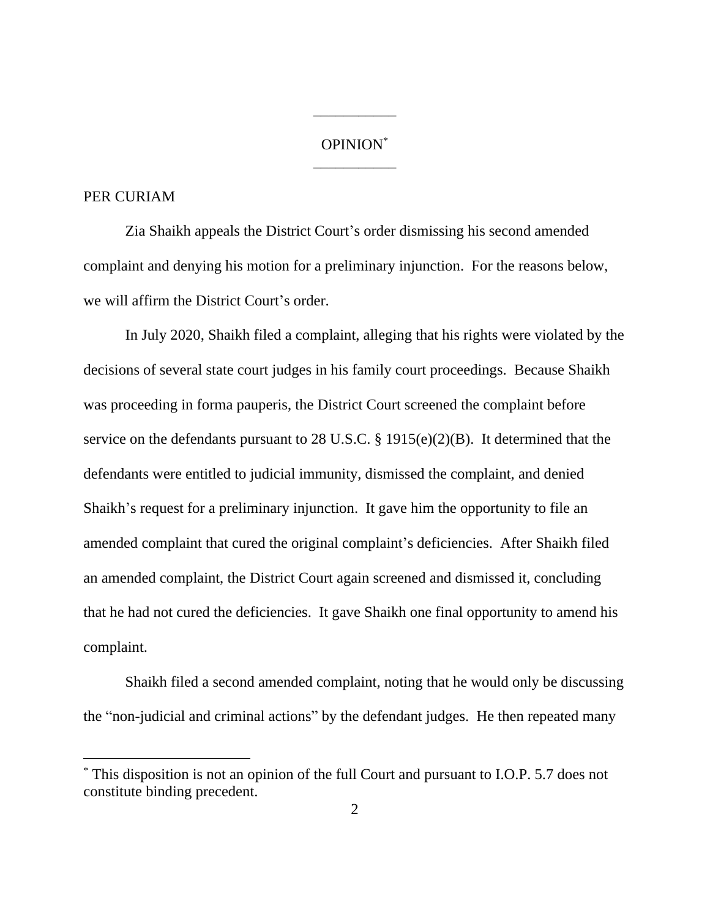OPINION[*]

PER CURIAM

Zia Shaikh appeals the District Court's order dismissing his second amended complaint and denying his motion for a preliminary injunction. For the reasons below, we will affirm the District Court's order.

In July 2020, Shaikh filed a complaint, alleging that his rights were violated by the decisions of several state court judges in his family court proceedings. Because Shaikh was proceeding in forma pauperis, the District Court screened the complaint before service on the defendants pursuant to 28 U.S.C. § 1915(e)(2)(B). It determined that the defendants were entitled to judicial immunity, dismissed the complaint, and denied Shaikh's request for a preliminary injunction. It gave him the opportunity to file an amended complaint that cured the original complaint's deficiencies. After Shaikh filed an amended complaint, the District Court again screened and dismissed it, concluding that he had not cured the deficiencies. It gave Shaikh one final opportunity to amend his complaint.

Shaikh filed a second amended complaint, noting that he would only be discussing the "non-judicial and criminal actions" by the defendant judges. He then repeated many

[*] This disposition is not an opinion of the full Court and pursuant to I.O.P. 5.7 does not constitute binding precedent.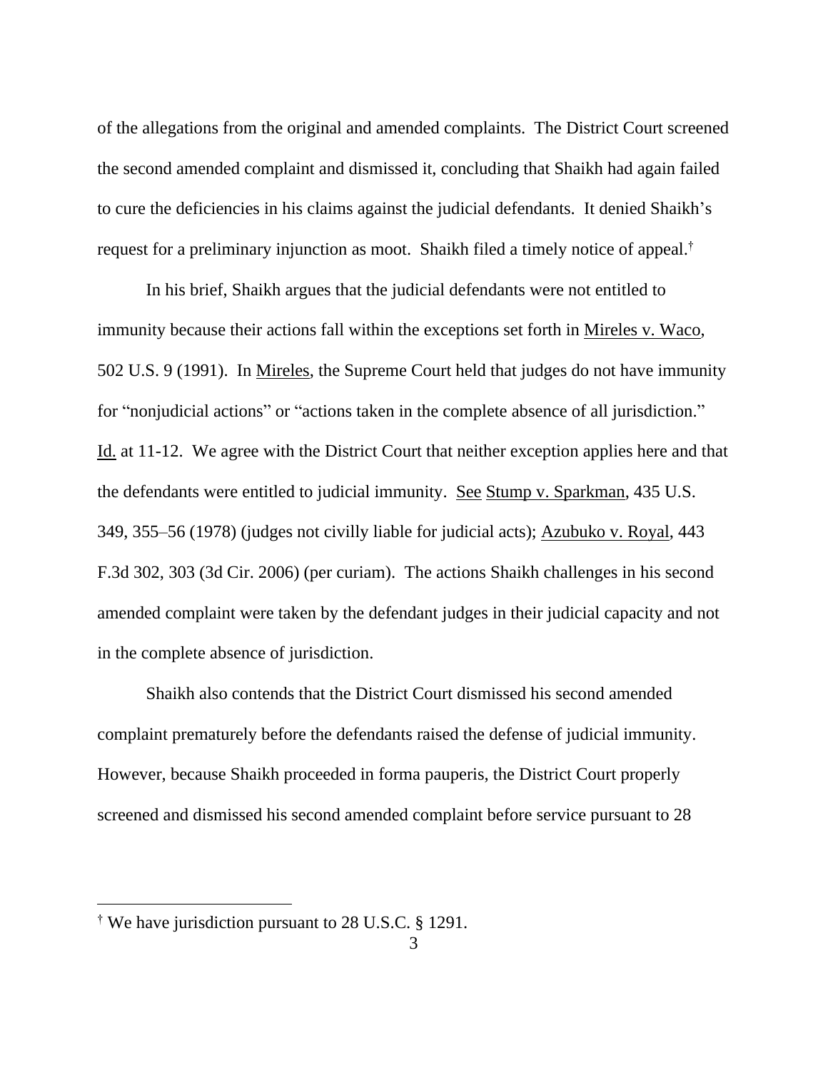of the allegations from the original and amended complaints. The District Court screened the second amended complaint and dismissed it, concluding that Shaikh had again failed to cure the deficiencies in his claims against the judicial defendants. It denied Shaikh's request for a preliminary injunction as moot. Shaikh filed a timely notice of appeal.[†]

In his brief, Shaikh argues that the judicial defendants were not entitled to immunity because their actions fall within the exceptions set forth in Mireles v. Waco, 502 U.S. 9 (1991). In Mireles, the Supreme Court held that judges do not have immunity for "nonjudicial actions" or "actions taken in the complete absence of all jurisdiction." Id. at 11-12. We agree with the District Court that neither exception applies here and that the defendants were entitled to judicial immunity. See Stump v. Sparkman, 435 U.S. 349, 355–56 (1978) (judges not civilly liable for judicial acts); Azubuko v. Royal, 443 F.3d 302, 303 (3d Cir. 2006) (per curiam). The actions Shaikh challenges in his second amended complaint were taken by the defendant judges in their judicial capacity and not in the complete absence of jurisdiction.

Shaikh also contends that the District Court dismissed his second amended complaint prematurely before the defendants raised the defense of judicial immunity. However, because Shaikh proceeded in forma pauperis, the District Court properly screened and dismissed his second amended complaint before service pursuant to 28

---

[†] We have jurisdiction pursuant to 28 U.S.C. § 1291.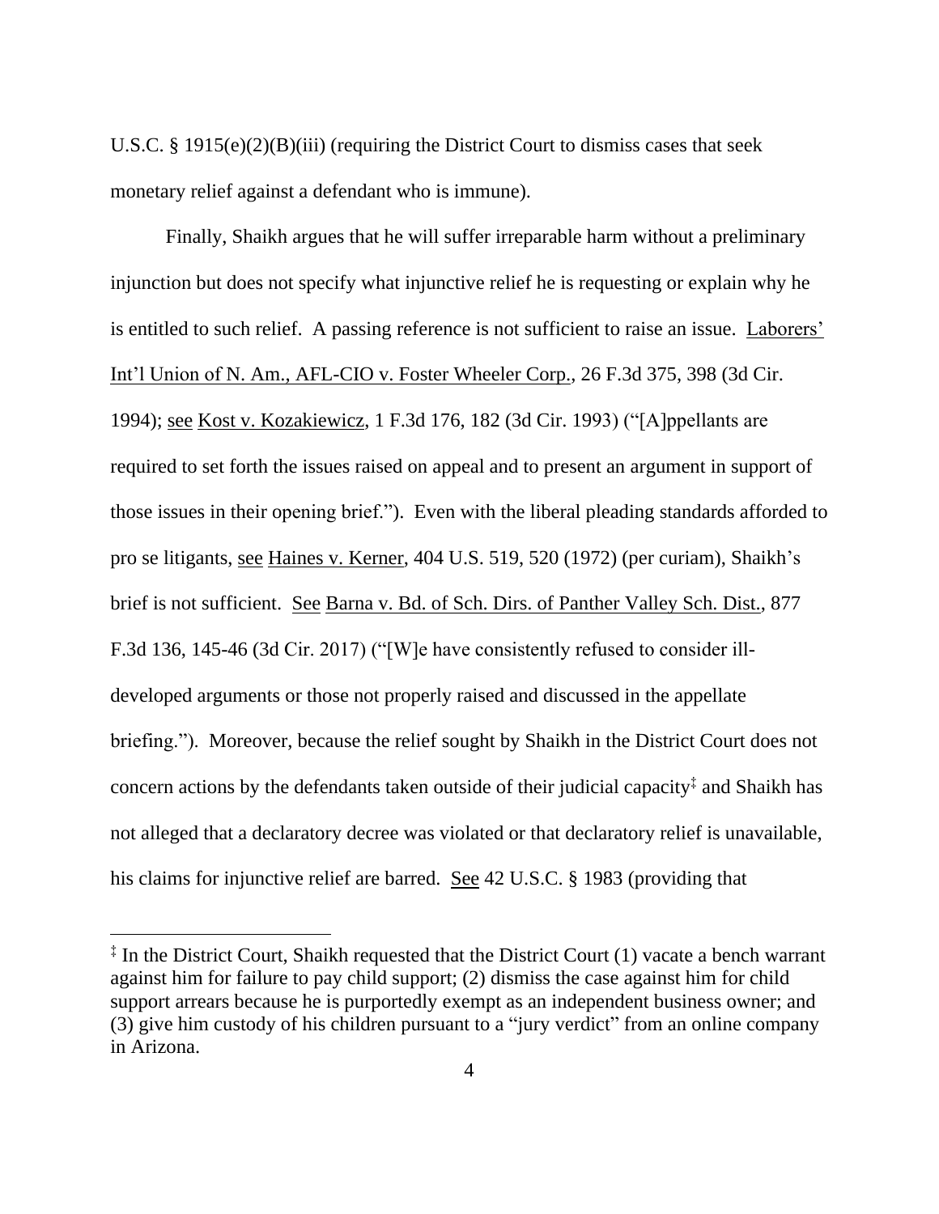U.S.C. § 1915(e)(2)(B)(iii) (requiring the District Court to dismiss cases that seek monetary relief against a defendant who is immune).

Finally, Shaikh argues that he will suffer irreparable harm without a preliminary injunction but does not specify what injunctive relief he is requesting or explain why he is entitled to such relief. A passing reference is not sufficient to raise an issue. Laborers' Int'l Union of N. Am., AFL-CIO v. Foster Wheeler Corp., 26 F.3d 375, 398 (3d Cir. 1994); see Kost v. Kozakiewicz, 1 F.3d 176, 182 (3d Cir. 1993) ("[A]ppellants are required to set forth the issues raised on appeal and to present an argument in support of those issues in their opening brief."). Even with the liberal pleading standards afforded to pro se litigants, see Haines v. Kerner, 404 U.S. 519, 520 (1972) (per curiam), Shaikh's brief is not sufficient. See Barna v. Bd. of Sch. Dirs. of Panther Valley Sch. Dist., 877 F.3d 136, 145-46 (3d Cir. 2017) ("[W]e have consistently refused to consider ill-developed arguments or those not properly raised and discussed in the appellate briefing."). Moreover, because the relief sought by Shaikh in the District Court does not concern actions by the defendants taken outside of their judicial capacity[‡] and Shaikh has not alleged that a declaratory decree was violated or that declaratory relief is unavailable, his claims for injunctive relief are barred. See 42 U.S.C. § 1983 (providing that

---

[‡] In the District Court, Shaikh requested that the District Court (1) vacate a bench warrant against him for failure to pay child support; (2) dismiss the case against him for child support arrears because he is purportedly exempt as an independent business owner; and (3) give him custody of his children pursuant to a "jury verdict" from an online company in Arizona.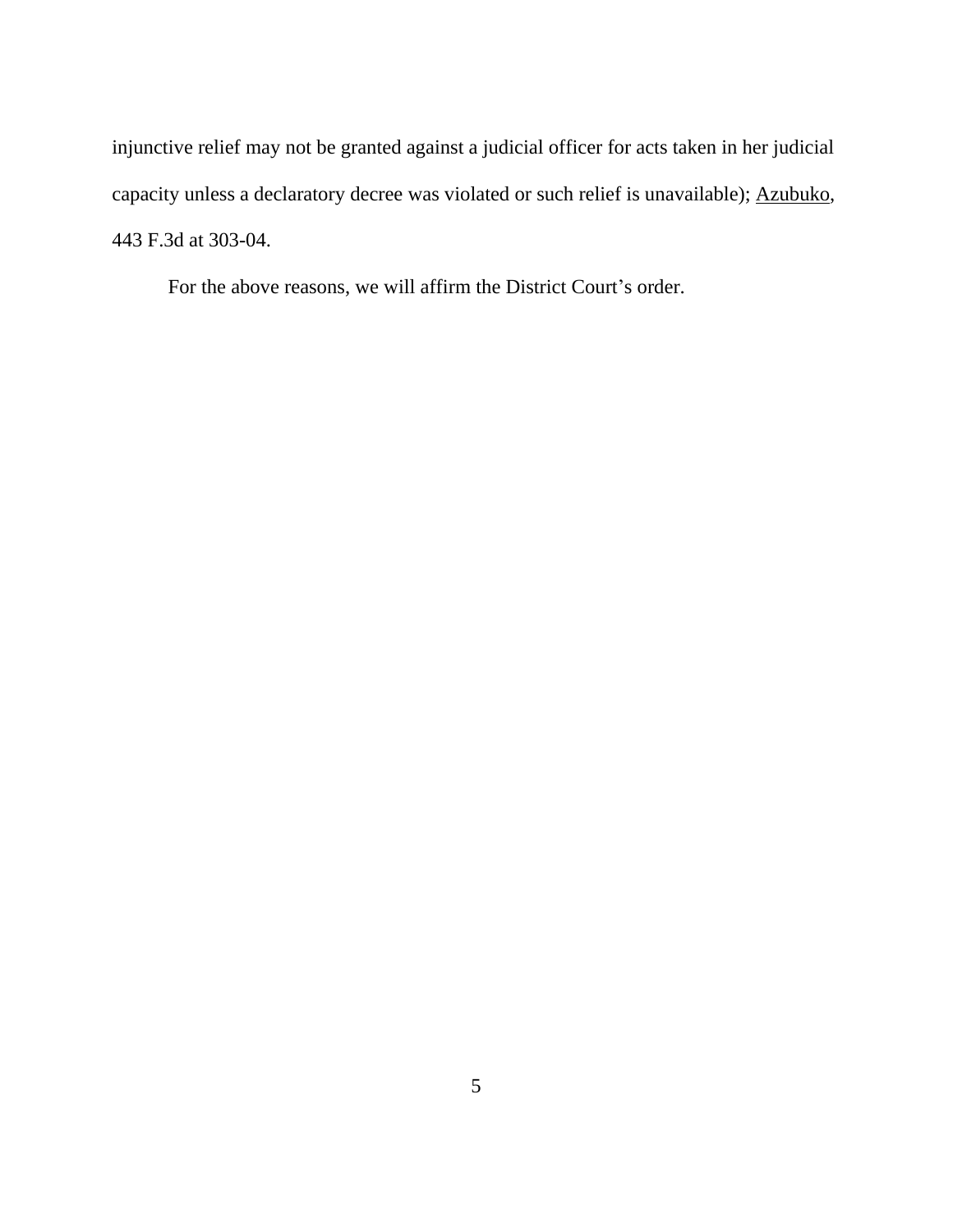injunctive relief may not be granted against a judicial officer for acts taken in her judicial capacity unless a declaratory decree was violated or such relief is unavailable); Azubuko, 443 F.3d at 303-04.

For the above reasons, we will affirm the District Court's order.